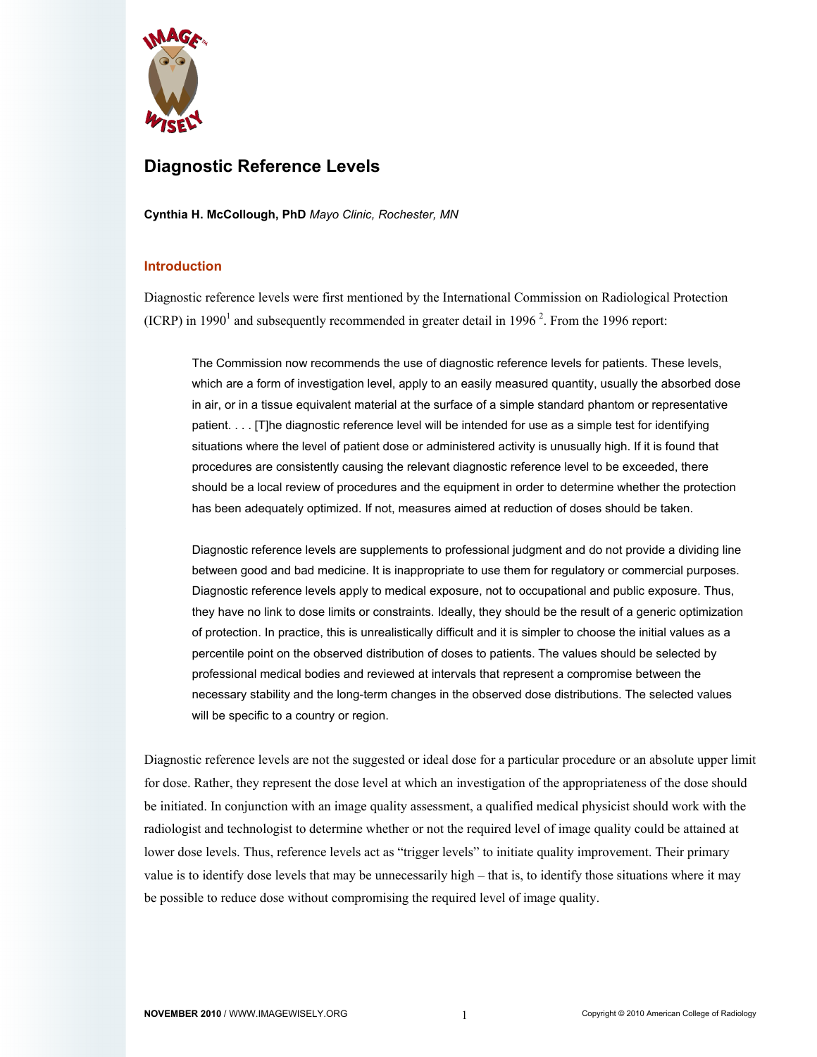# Diagnostic Reference Levels

**Cynthia H. McCollough, PhD** *Mayo Clinic, Rochester, MN*

## Introduction

Diagnostic reference levels were first mentioned by the International Commission on Radiological Protection (ICRP) in 1990[1] and subsequently recommended in greater detail in 1996 [2]. From the 1996 report:

> The Commission now recommends the use of diagnostic reference levels for patients. These levels, which are a form of investigation level, apply to an easily measured quantity, usually the absorbed dose in air, or in a tissue equivalent material at the surface of a simple standard phantom or representative patient. . . . [T]he diagnostic reference level will be intended for use as a simple test for identifying situations where the level of patient dose or administered activity is unusually high. If it is found that procedures are consistently causing the relevant diagnostic reference level to be exceeded, there should be a local review of procedures and the equipment in order to determine whether the protection has been adequately optimized. If not, measures aimed at reduction of doses should be taken.
>
> Diagnostic reference levels are supplements to professional judgment and do not provide a dividing line between good and bad medicine. It is inappropriate to use them for regulatory or commercial purposes. Diagnostic reference levels apply to medical exposure, not to occupational and public exposure. Thus, they have no link to dose limits or constraints. Ideally, they should be the result of a generic optimization of protection. In practice, this is unrealistically difficult and it is simpler to choose the initial values as a percentile point on the observed distribution of doses to patients. The values should be selected by professional medical bodies and reviewed at intervals that represent a compromise between the necessary stability and the long-term changes in the observed dose distributions. The selected values will be specific to a country or region.

Diagnostic reference levels are not the suggested or ideal dose for a particular procedure or an absolute upper limit for dose. Rather, they represent the dose level at which an investigation of the appropriateness of the dose should be initiated. In conjunction with an image quality assessment, a qualified medical physicist should work with the radiologist and technologist to determine whether or not the required level of image quality could be attained at lower dose levels. Thus, reference levels act as "trigger levels" to initiate quality improvement. Their primary value is to identify dose levels that may be unnecessarily high – that is, to identify those situations where it may be possible to reduce dose without compromising the required level of image quality.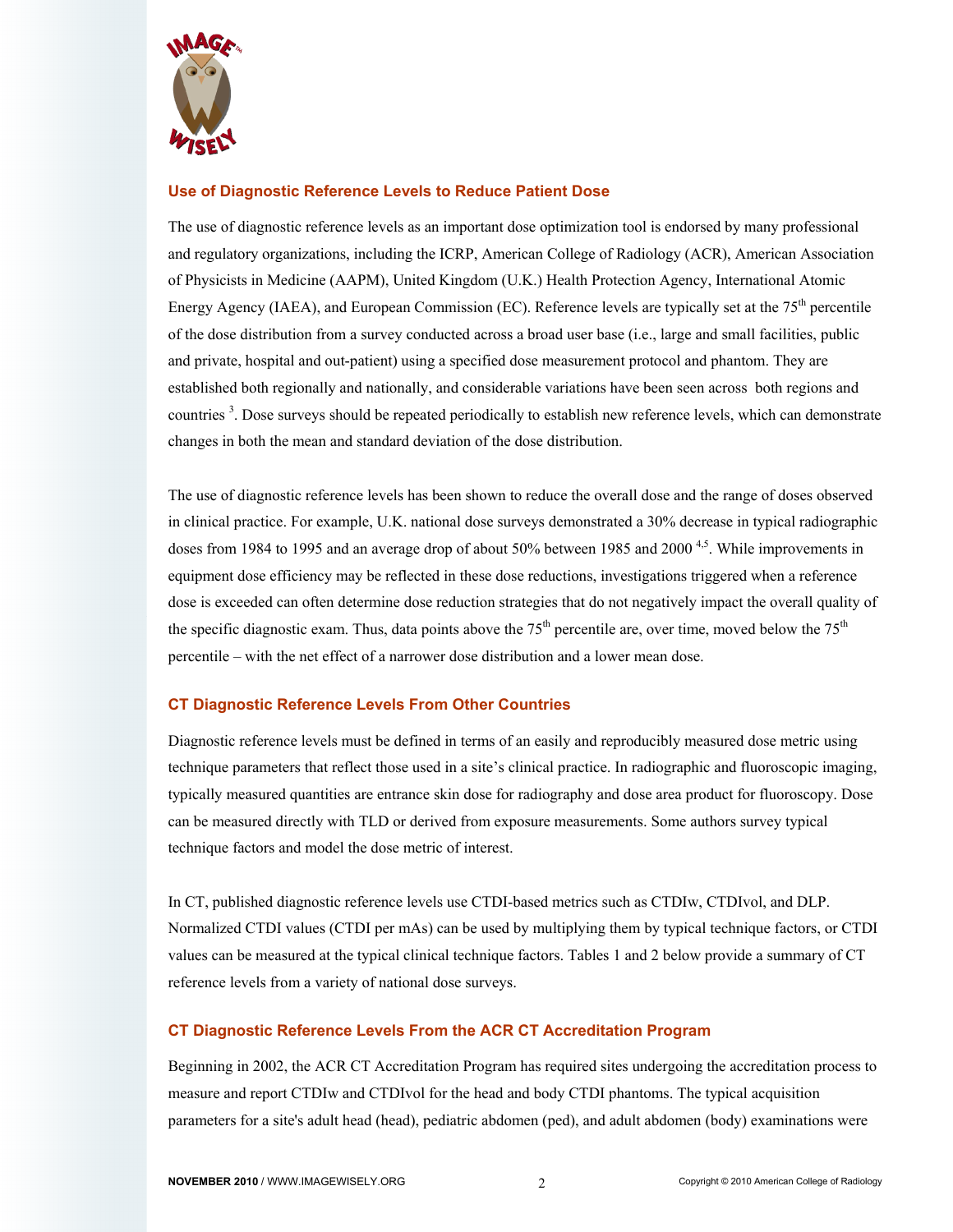## Use of Diagnostic Reference Levels to Reduce Patient Dose

The use of diagnostic reference levels as an important dose optimization tool is endorsed by many professional and regulatory organizations, including the ICRP, American College of Radiology (ACR), American Association of Physicists in Medicine (AAPM), United Kingdom (U.K.) Health Protection Agency, International Atomic Energy Agency (IAEA), and European Commission (EC). Reference levels are typically set at the 75th percentile of the dose distribution from a survey conducted across a broad user base (i.e., large and small facilities, public and private, hospital and out-patient) using a specified dose measurement protocol and phantom. They are established both regionally and nationally, and considerable variations have been seen across both regions and countries [3]. Dose surveys should be repeated periodically to establish new reference levels, which can demonstrate changes in both the mean and standard deviation of the dose distribution.

The use of diagnostic reference levels has been shown to reduce the overall dose and the range of doses observed in clinical practice. For example, U.K. national dose surveys demonstrated a 30% decrease in typical radiographic doses from 1984 to 1995 and an average drop of about 50% between 1985 and 2000 [4,5]. While improvements in equipment dose efficiency may be reflected in these dose reductions, investigations triggered when a reference dose is exceeded can often determine dose reduction strategies that do not negatively impact the overall quality of the specific diagnostic exam. Thus, data points above the 75th percentile are, over time, moved below the 75th percentile – with the net effect of a narrower dose distribution and a lower mean dose.

## CT Diagnostic Reference Levels From Other Countries

Diagnostic reference levels must be defined in terms of an easily and reproducibly measured dose metric using technique parameters that reflect those used in a site's clinical practice. In radiographic and fluoroscopic imaging, typically measured quantities are entrance skin dose for radiography and dose area product for fluoroscopy. Dose can be measured directly with TLD or derived from exposure measurements. Some authors survey typical technique factors and model the dose metric of interest.

In CT, published diagnostic reference levels use CTDI-based metrics such as CTDIw, CTDIvol, and DLP. Normalized CTDI values (CTDI per mAs) can be used by multiplying them by typical technique factors, or CTDI values can be measured at the typical clinical technique factors. Tables 1 and 2 below provide a summary of CT reference levels from a variety of national dose surveys.

## CT Diagnostic Reference Levels From the ACR CT Accreditation Program

Beginning in 2002, the ACR CT Accreditation Program has required sites undergoing the accreditation process to measure and report CTDIw and CTDIvol for the head and body CTDI phantoms. The typical acquisition parameters for a site's adult head (head), pediatric abdomen (ped), and adult abdomen (body) examinations were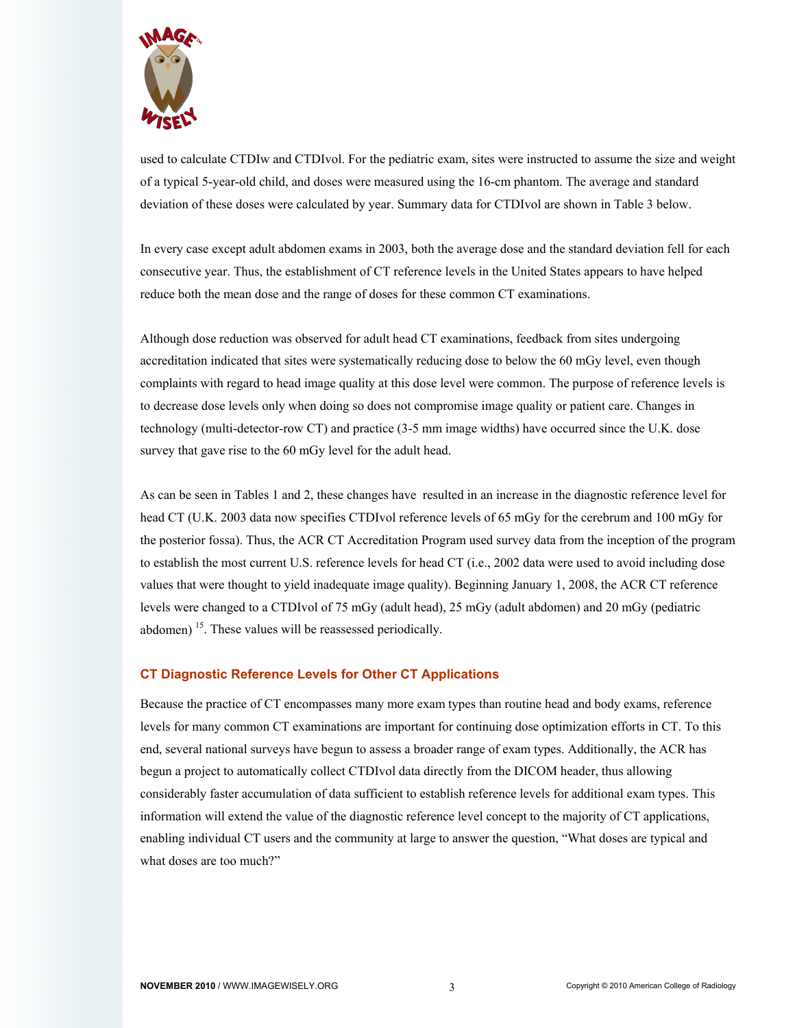used to calculate CTDIw and CTDIvol. For the pediatric exam, sites were instructed to assume the size and weight of a typical 5-year-old child, and doses were measured using the 16-cm phantom. The average and standard deviation of these doses were calculated by year. Summary data for CTDIvol are shown in Table 3 below.

In every case except adult abdomen exams in 2003, both the average dose and the standard deviation fell for each consecutive year. Thus, the establishment of CT reference levels in the United States appears to have helped reduce both the mean dose and the range of doses for these common CT examinations.

Although dose reduction was observed for adult head CT examinations, feedback from sites undergoing accreditation indicated that sites were systematically reducing dose to below the 60 mGy level, even though complaints with regard to head image quality at this dose level were common. The purpose of reference levels is to decrease dose levels only when doing so does not compromise image quality or patient care. Changes in technology (multi-detector-row CT) and practice (3-5 mm image widths) have occurred since the U.K. dose survey that gave rise to the 60 mGy level for the adult head.

As can be seen in Tables 1 and 2, these changes have resulted in an increase in the diagnostic reference level for head CT (U.K. 2003 data now specifies CTDIvol reference levels of 65 mGy for the cerebrum and 100 mGy for the posterior fossa). Thus, the ACR CT Accreditation Program used survey data from the inception of the program to establish the most current U.S. reference levels for head CT (i.e., 2002 data were used to avoid including dose values that were thought to yield inadequate image quality). Beginning January 1, 2008, the ACR CT reference levels were changed to a CTDIvol of 75 mGy (adult head), 25 mGy (adult abdomen) and 20 mGy (pediatric abdomen) [15]. These values will be reassessed periodically.

### CT Diagnostic Reference Levels for Other CT Applications

Because the practice of CT encompasses many more exam types than routine head and body exams, reference levels for many common CT examinations are important for continuing dose optimization efforts in CT. To this end, several national surveys have begun to assess a broader range of exam types. Additionally, the ACR has begun a project to automatically collect CTDIvol data directly from the DICOM header, thus allowing considerably faster accumulation of data sufficient to establish reference levels for additional exam types. This information will extend the value of the diagnostic reference level concept to the majority of CT applications, enabling individual CT users and the community at large to answer the question, "What doses are typical and what doses are too much?"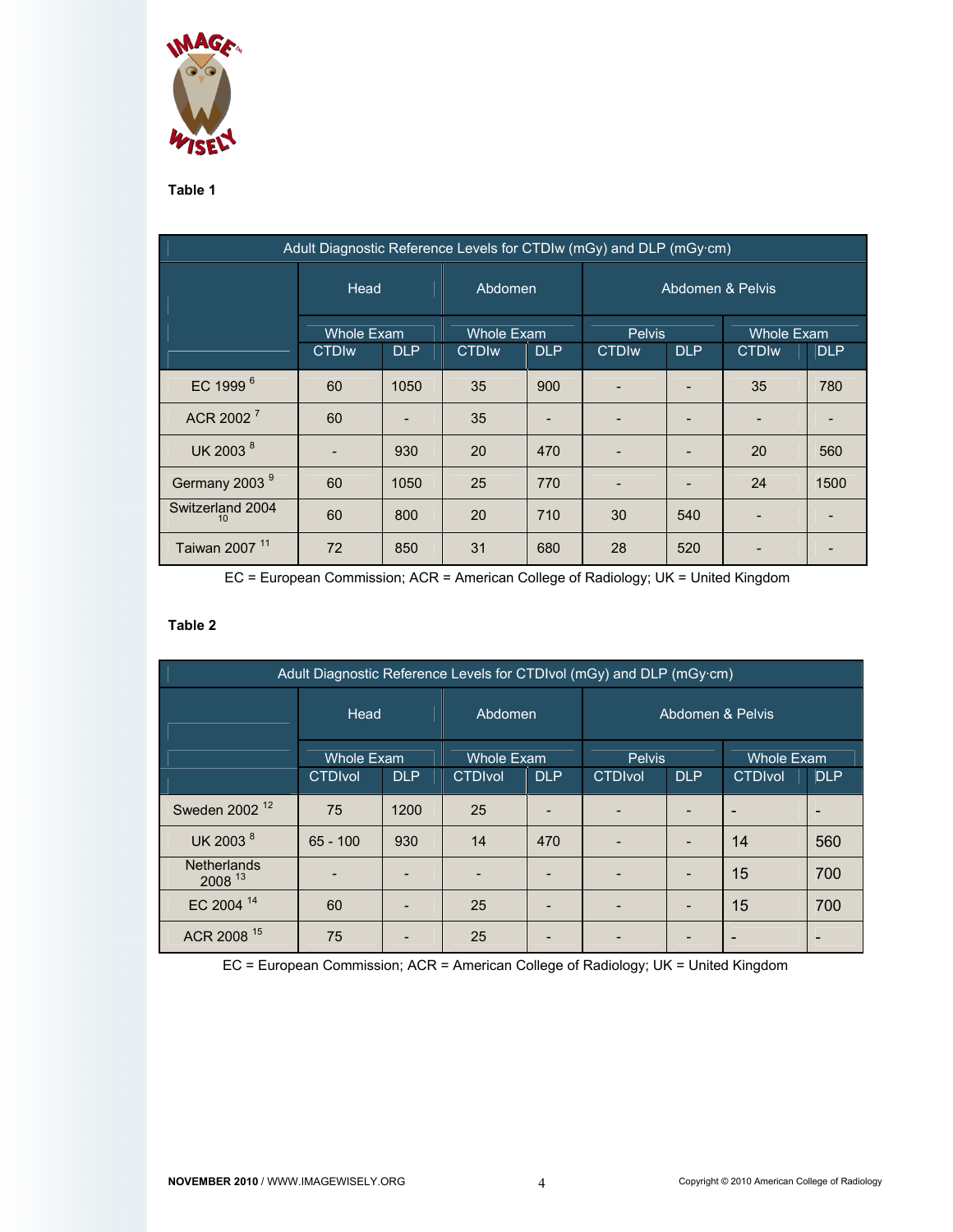**Table 1**

| Adult Diagnostic Reference Levels for CTDIw (mGy) and DLP (mGy·cm) | | | | | | | | |
|---|---|---|---|---|---|---|---|---|
| | Head | | Abdomen | | Abdomen & Pelvis | | | |
| | Whole Exam | | Whole Exam | | Pelvis | | Whole Exam | |
| | CTDIw | DLP | CTDIw | DLP | CTDIw | DLP | CTDIw | DLP |
| EC 1999 [6] | 60 | 1050 | 35 | 900 | - | - | 35 | 780 |
| ACR 2002 [7] | 60 | - | 35 | - | - | - | - | - |
| UK 2003 [8] | - | 930 | 20 | 470 | - | - | 20 | 560 |
| Germany 2003 [9] | 60 | 1050 | 25 | 770 | - | - | 24 | 1500 |
| Switzerland 2004 [10] | 60 | 800 | 20 | 710 | 30 | 540 | - | - |
| Taiwan 2007 [11] | 72 | 850 | 31 | 680 | 28 | 520 | - | - |

EC = European Commission; ACR = American College of Radiology; UK = United Kingdom

**Table 2**

| Adult Diagnostic Reference Levels for CTDIvol (mGy) and DLP (mGy·cm) | | | | | | | | |
|---|---|---|---|---|---|---|---|---|
| | Head | | Abdomen | | Abdomen & Pelvis | | | |
| | Whole Exam | | Whole Exam | | Pelvis | | Whole Exam | |
| | CTDIvol | DLP | CTDIvol | DLP | CTDIvol | DLP | CTDIvol | DLP |
| Sweden 2002 [12] | 75 | 1200 | 25 | - | - | - | - | - |
| UK 2003 [8] | 65 - 100 | 930 | 14 | 470 | - | - | 14 | 560 |
| Netherlands 2008 [13] | - | - | - | - | - | - | 15 | 700 |
| EC 2004 [14] | 60 | - | 25 | - | - | - | 15 | 700 |
| ACR 2008 [15] | 75 | - | 25 | - | - | - | - | - |

EC = European Commission; ACR = American College of Radiology; UK = United Kingdom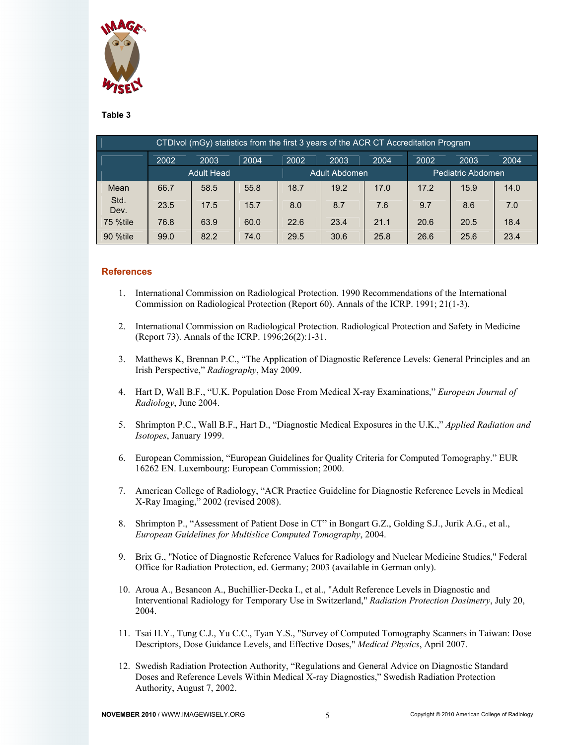**Table 3**

| CTDIvol (mGy) statistics from the first 3 years of the ACR CT Accreditation Program | | | | | | | | | |
|---|---|---|---|---|---|---|---|---|---|
| | 2002 | 2003 | 2004 | 2002 | 2003 | 2004 | 2002 | 2003 | 2004 |
| | Adult Head | | | Adult Abdomen | | | Pediatric Abdomen | | |
| Mean | 66.7 | 58.5 | 55.8 | 18.7 | 19.2 | 17.0 | 17.2 | 15.9 | 14.0 |
| Std. Dev. | 23.5 | 17.5 | 15.7 | 8.0 | 8.7 | 7.6 | 9.7 | 8.6 | 7.0 |
| 75 %tile | 76.8 | 63.9 | 60.0 | 22.6 | 23.4 | 21.1 | 20.6 | 20.5 | 18.4 |
| 90 %tile | 99.0 | 82.2 | 74.0 | 29.5 | 30.6 | 25.8 | 26.6 | 25.6 | 23.4 |

## References

1. International Commission on Radiological Protection. 1990 Recommendations of the International Commission on Radiological Protection (Report 60). Annals of the ICRP. 1991; 21(1-3).

2. International Commission on Radiological Protection. Radiological Protection and Safety in Medicine (Report 73). Annals of the ICRP. 1996;26(2):1-31.

3. Matthews K, Brennan P.C., "The Application of Diagnostic Reference Levels: General Principles and an Irish Perspective," *Radiography*, May 2009.

4. Hart D, Wall B.F., "U.K. Population Dose From Medical X-ray Examinations," *European Journal of Radiology*, June 2004.

5. Shrimpton P.C., Wall B.F., Hart D., "Diagnostic Medical Exposures in the U.K.," *Applied Radiation and Isotopes*, January 1999.

6. European Commission, "European Guidelines for Quality Criteria for Computed Tomography." EUR 16262 EN. Luxembourg: European Commission; 2000.

7. American College of Radiology, "ACR Practice Guideline for Diagnostic Reference Levels in Medical X-Ray Imaging," 2002 (revised 2008).

8. Shrimpton P., "Assessment of Patient Dose in CT" in Bongart G.Z., Golding S.J., Jurik A.G., et al., *European Guidelines for Multislice Computed Tomography*, 2004.

9. Brix G., "Notice of Diagnostic Reference Values for Radiology and Nuclear Medicine Studies," Federal Office for Radiation Protection, ed. Germany; 2003 (available in German only).

10. Aroua A., Besancon A., Buchillier-Decka I., et al., "Adult Reference Levels in Diagnostic and Interventional Radiology for Temporary Use in Switzerland," *Radiation Protection Dosimetry*, July 20, 2004.

11. Tsai H.Y., Tung C.J., Yu C.C., Tyan Y.S., "Survey of Computed Tomography Scanners in Taiwan: Dose Descriptors, Dose Guidance Levels, and Effective Doses," *Medical Physics*, April 2007.

12. Swedish Radiation Protection Authority, "Regulations and General Advice on Diagnostic Standard Doses and Reference Levels Within Medical X-ray Diagnostics," Swedish Radiation Protection Authority, August 7, 2002.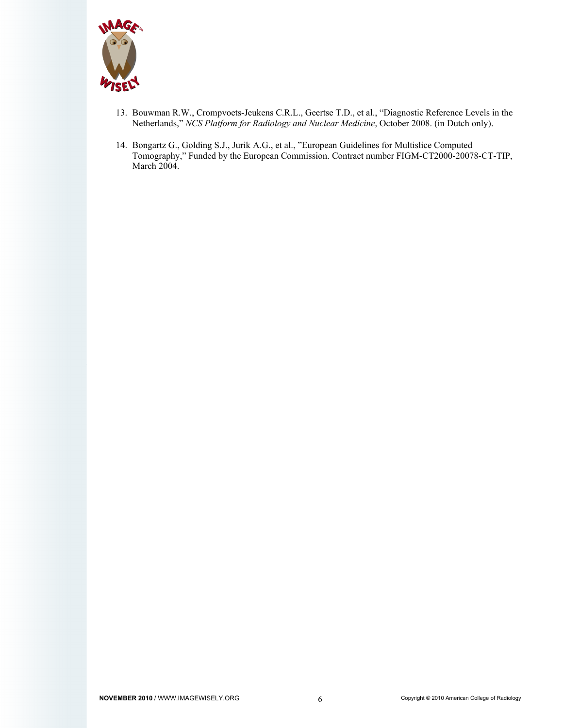13. Bouwman R.W., Crompvoets-Jeukens C.R.L., Geertse T.D., et al., "Diagnostic Reference Levels in the Netherlands," *NCS Platform for Radiology and Nuclear Medicine*, October 2008. (in Dutch only).

14. Bongartz G., Golding S.J., Jurik A.G., et al., "European Guidelines for Multislice Computed Tomography," Funded by the European Commission. Contract number FIGM-CT2000-20078-CT-TIP, March 2004.